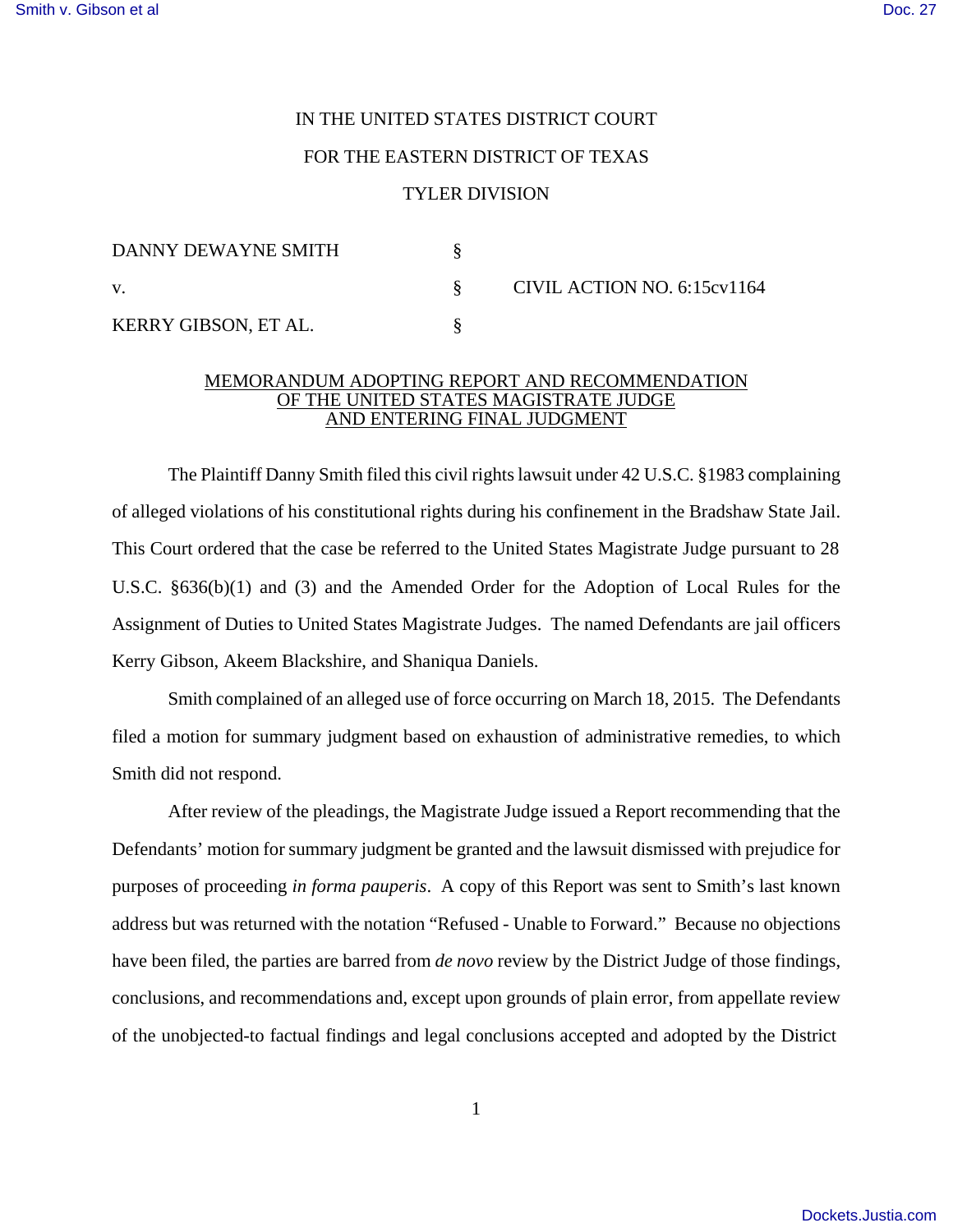IN THE UNITED STATES DISTRICT COURT

FOR THE EASTERN DISTRICT OF TEXAS

TYLER DIVISION

| | | |
|---|---|---|
| DANNY DEWAYNE SMITH | § | |
| v. | § | CIVIL ACTION NO. 6:15cv1164 |
| KERRY GIBSON, ET AL. | § | |

MEMORANDUM ADOPTING REPORT AND RECOMMENDATION OF THE UNITED STATES MAGISTRATE JUDGE AND ENTERING FINAL JUDGMENT

The Plaintiff Danny Smith filed this civil rights lawsuit under 42 U.S.C. §1983 complaining of alleged violations of his constitutional rights during his confinement in the Bradshaw State Jail. This Court ordered that the case be referred to the United States Magistrate Judge pursuant to 28 U.S.C. §636(b)(1) and (3) and the Amended Order for the Adoption of Local Rules for the Assignment of Duties to United States Magistrate Judges. The named Defendants are jail officers Kerry Gibson, Akeem Blackshire, and Shaniqua Daniels.

Smith complained of an alleged use of force occurring on March 18, 2015. The Defendants filed a motion for summary judgment based on exhaustion of administrative remedies, to which Smith did not respond.

After review of the pleadings, the Magistrate Judge issued a Report recommending that the Defendants' motion for summary judgment be granted and the lawsuit dismissed with prejudice for purposes of proceeding *in forma pauperis*. A copy of this Report was sent to Smith's last known address but was returned with the notation "Refused - Unable to Forward." Because no objections have been filed, the parties are barred from *de novo* review by the District Judge of those findings, conclusions, and recommendations and, except upon grounds of plain error, from appellate review of the unobjected-to factual findings and legal conclusions accepted and adopted by the District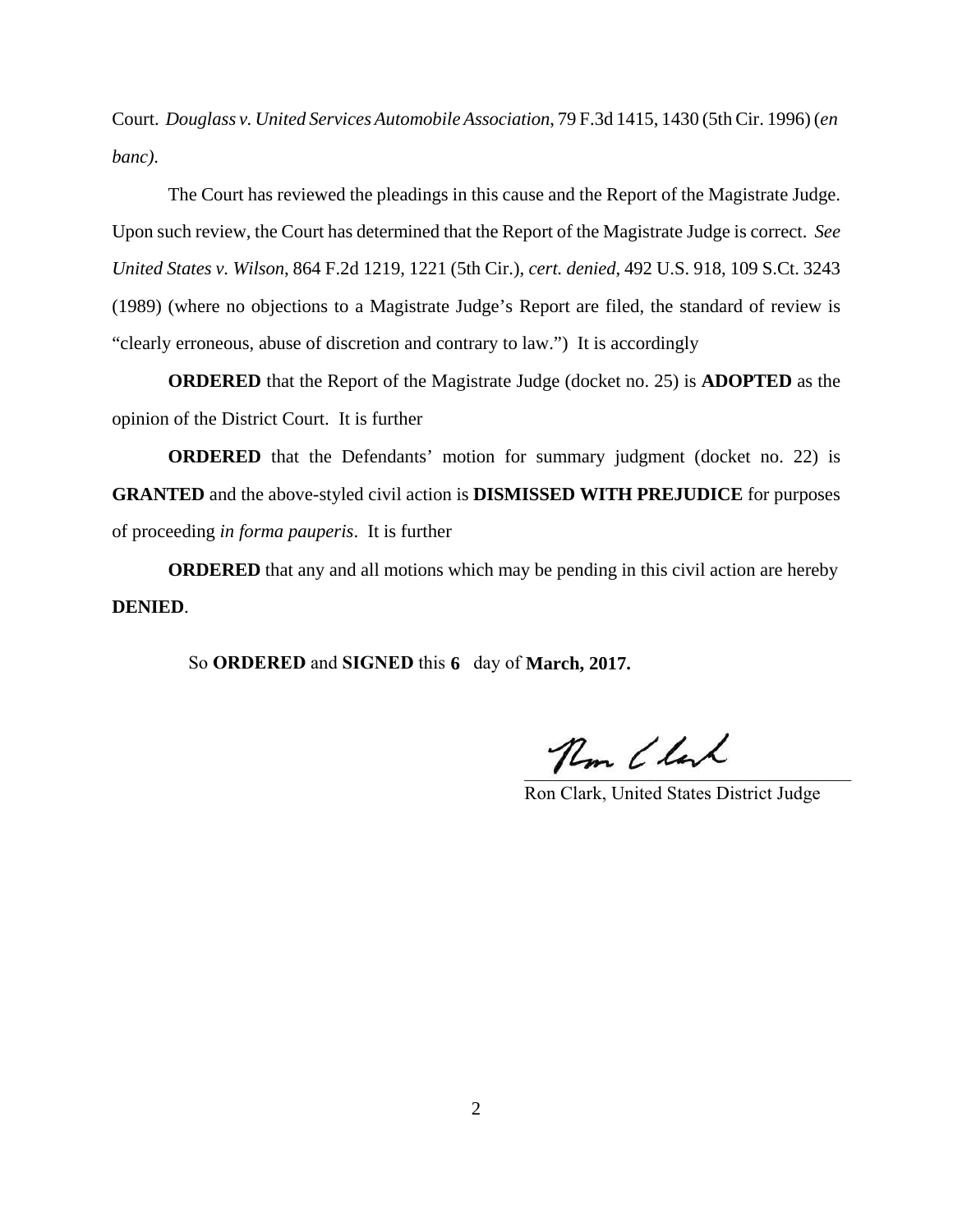Court. *Douglass v. United Services Automobile Association*, 79 F.3d 1415, 1430 (5th Cir. 1996) (*en banc).*

The Court has reviewed the pleadings in this cause and the Report of the Magistrate Judge. Upon such review, the Court has determined that the Report of the Magistrate Judge is correct. *See United States v. Wilson*, 864 F.2d 1219, 1221 (5th Cir.), *cert. denied*, 492 U.S. 918, 109 S.Ct. 3243 (1989) (where no objections to a Magistrate Judge's Report are filed, the standard of review is "clearly erroneous, abuse of discretion and contrary to law.") It is accordingly

**ORDERED** that the Report of the Magistrate Judge (docket no. 25) is **ADOPTED** as the opinion of the District Court. It is further

**ORDERED** that the Defendants' motion for summary judgment (docket no. 22) is **GRANTED** and the above-styled civil action is **DISMISSED WITH PREJUDICE** for purposes of proceeding *in forma pauperis*. It is further

**ORDERED** that any and all motions which may be pending in this civil action are hereby **DENIED**.

So **ORDERED** and **SIGNED** this **6** day of **March, 2017.**

Ron Clark

Ron Clark, United States District Judge